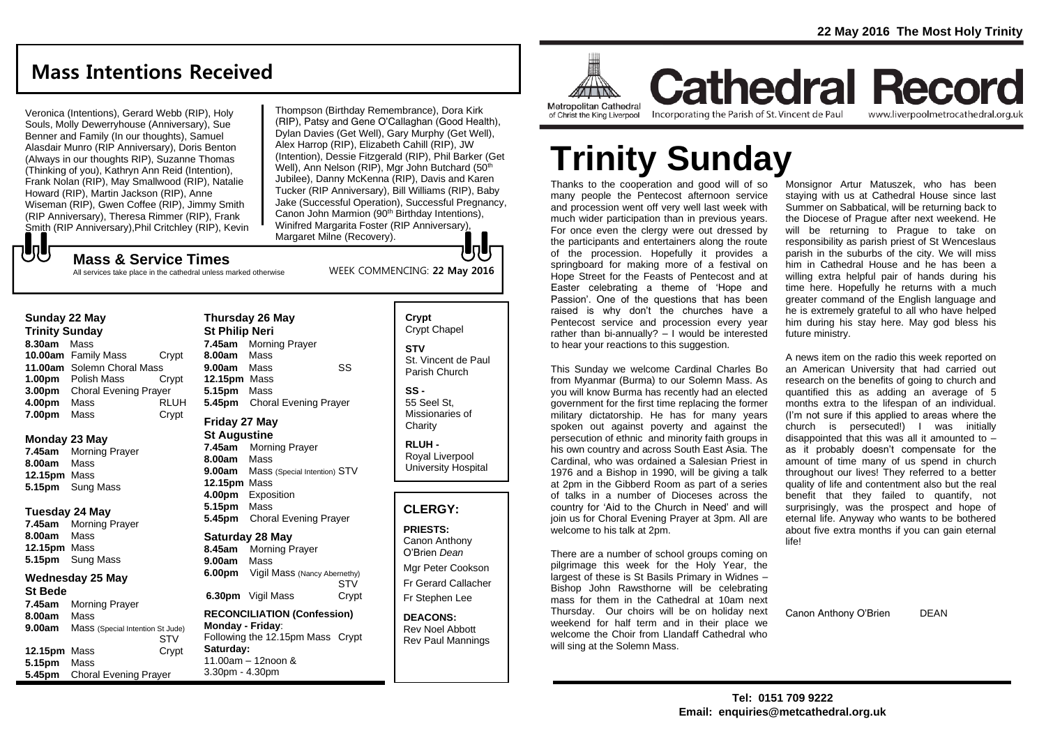# Mass Intentions Received

Veronica (Intentions), Gerard Webb (RIP), Holy Souls, Molly Dewerryhouse (Anniversary), Sue Benner and Family (In our thoughts), Samuel Alasdair Munro (RIP Anniversary), Doris Benton (Always in our thoughts RIP), Suzanne Thomas (Thinking of you), Kathryn Ann Reid (Intention), Frank Nolan (RIP), May Smallwood (RIP), Natalie Howard (RIP), Martin Jackson (RIP), Anne Wiseman (RIP), Gwen Coffee (RIP), Jimmy Smith (RIP Anniversary), Theresa Rimmer (RIP), Frank Smith (RIP Anniversary), Phil Critchley (RIP), Kevin Thompson (Birthday Remembrance), Dora Kirk (RIP), Patsy and Gene O'Callaghan (Good Health), Dylan Davies (Get Well), Gary Murphy (Get Well), Alex Harrop (RIP), Elizabeth Cahill (RIP), JW (Intention), Dessie Fitzgerald (RIP), Phil Barker (Get Well), Ann Nelson (RIP), Mgr John Butchard (50th Jubilee), Danny McKenna (RIP), Davis and Karen Tucker (RIP Anniversary), Bill Williams (RIP), Baby Jake (Successful Operation), Successful Pregnancy, Canon John Marmion (90th Birthday Intentions), Winifred Margarita Foster (RIP Anniversary), Margaret Milne (Recovery).

## Mass & Service Times

All services take place in the cathedral unless marked otherwise

WEEK COMMENCING: **22 May 2016**

### Sunday 22 May
**Trinity Sunday**

- **8.30am** Mass
- **10.00am** Family Mass — Crypt
- **11.00am** Solemn Choral Mass
- **1.00pm** Polish Mass — Crypt
- **3.00pm** Choral Evening Prayer
- **4.00pm** Mass — RLUH
- **7.00pm** Mass — Crypt

### Monday 23 May

- **7.45am** Morning Prayer
- **8.00am** Mass
- **12.15pm** Mass
- **5.15pm** Sung Mass

### Tuesday 24 May

- **7.45am** Morning Prayer
- **8.00am** Mass
- **12.15pm** Mass
- **5.15pm** Sung Mass

### Wednesday 25 May
**St Bede**

- **7.45am** Morning Prayer
- **8.00am** Mass
- **9.00am** Mass (Special Intention St Jude) — STV
- **12.15pm** Mass — Crypt
- **5.15pm** Mass
- **5.45pm** Choral Evening Prayer

### Thursday 26 May
**St Philip Neri**

- **7.45am** Morning Prayer
- **8.00am** Mass
- **9.00am** Mass — SS
- **12.15pm** Mass
- **5.15pm** Mass
- **5.45pm** Choral Evening Prayer

### Friday 27 May
**St Augustine**

- **7.45am** Morning Prayer
- **8.00am** Mass
- **9.00am** Mass (Special Intention) STV
- **12.15pm** Mass
- **4.00pm** Exposition
- **5.15pm** Mass
- **5.45pm** Choral Evening Prayer

### Saturday 28 May

- **8.45am** Morning Prayer
- **9.00am** Mass
- **6.00pm** Vigil Mass (Nancy Abernethy) — STV
- **6.30pm** Vigil Mass — Crypt

**RECONCILIATION (Confession)**
**Monday - Friday**:
Following the 12.15pm Mass Crypt
**Saturday:**
11.00am – 12noon &
3.30pm - 4.30pm

**Crypt**
Crypt Chapel

**STV**
St. Vincent de Paul Parish Church

**SS -**
55 Seel St, Missionaries of Charity

**RLUH -**
Royal Liverpool University Hospital

## CLERGY:

**PRIESTS:**
Canon Anthony O'Brien *Dean*
Mgr Peter Cookson
Fr Gerard Callacher
Fr Stephen Lee

**DEACONS:**
Rev Noel Abbott
Rev Paul Mannings

# Cathedral Record

Metropolitan Cathedral of Christ the King Liverpool
Incorporating the Parish of St. Vincent de Paul
www.liverpoolmetrocathedral.org.uk

# Trinity Sunday

Thanks to the cooperation and good will of so many people the Pentecost afternoon service and procession went off very well last week with much wider participation than in previous years. For once even the clergy were out dressed by the participants and entertainers along the route of the procession. Hopefully it provides a springboard for making more of a festival on Hope Street for the Feasts of Pentecost and at Easter celebrating a theme of 'Hope and Passion'. One of the questions that has been raised is why don't the churches have a Pentecost service and procession every year rather than bi-annually? – I would be interested to hear your reactions to this suggestion.

This Sunday we welcome Cardinal Charles Bo from Myanmar (Burma) to our Solemn Mass. As you will know Burma has recently had an elected government for the first time replacing the former military dictatorship. He has for many years spoken out against poverty and against the persecution of ethnic and minority faith groups in his own country and across South East Asia. The Cardinal, who was ordained a Salesian Priest in 1976 and a Bishop in 1990, will be giving a talk at 2pm in the Gibberd Room as part of a series of talks in a number of Dioceses across the country for 'Aid to the Church in Need' and will join us for Choral Evening Prayer at 3pm. All are welcome to his talk at 2pm.

There are a number of school groups coming on pilgrimage this week for the Holy Year, the largest of these is St Basils Primary in Widnes – Bishop John Rawsthorne will be celebrating mass for them in the Cathedral at 10am next Thursday. Our choirs will be on holiday next weekend for half term and in their place we welcome the Choir from Llandaff Cathedral who will sing at the Solemn Mass.

Monsignor Artur Matuszek, who has been staying with us at Cathedral House since last Summer on Sabbatical, will be returning back to the Diocese of Prague after next weekend. He will be returning to Prague to take on responsibility as parish priest of St Wenceslaus parish in the suburbs of the city. We will miss him in Cathedral House and he has been a willing extra helpful pair of hands during his time here. Hopefully he returns with a much greater command of the English language and he is extremely grateful to all who have helped him during his stay here. May god bless his future ministry.

A news item on the radio this week reported on an American University that had carried out research on the benefits of going to church and quantified this as adding an average of 5 months extra to the lifespan of an individual. (I'm not sure if this applied to areas where the church is persecuted!) I was initially disappointed that this was all it amounted to – as it probably doesn't compensate for the amount of time many of us spend in church throughout our lives! They referred to a better quality of life and contentment also but the real benefit that they failed to quantify, not surprisingly, was the prospect and hope of eternal life. Anyway who wants to be bothered about five extra months if you can gain eternal life!

Canon Anthony O'Brien DEAN

**Tel: 0151 709 9222**
**Email: enquiries@metcathedral.org.uk**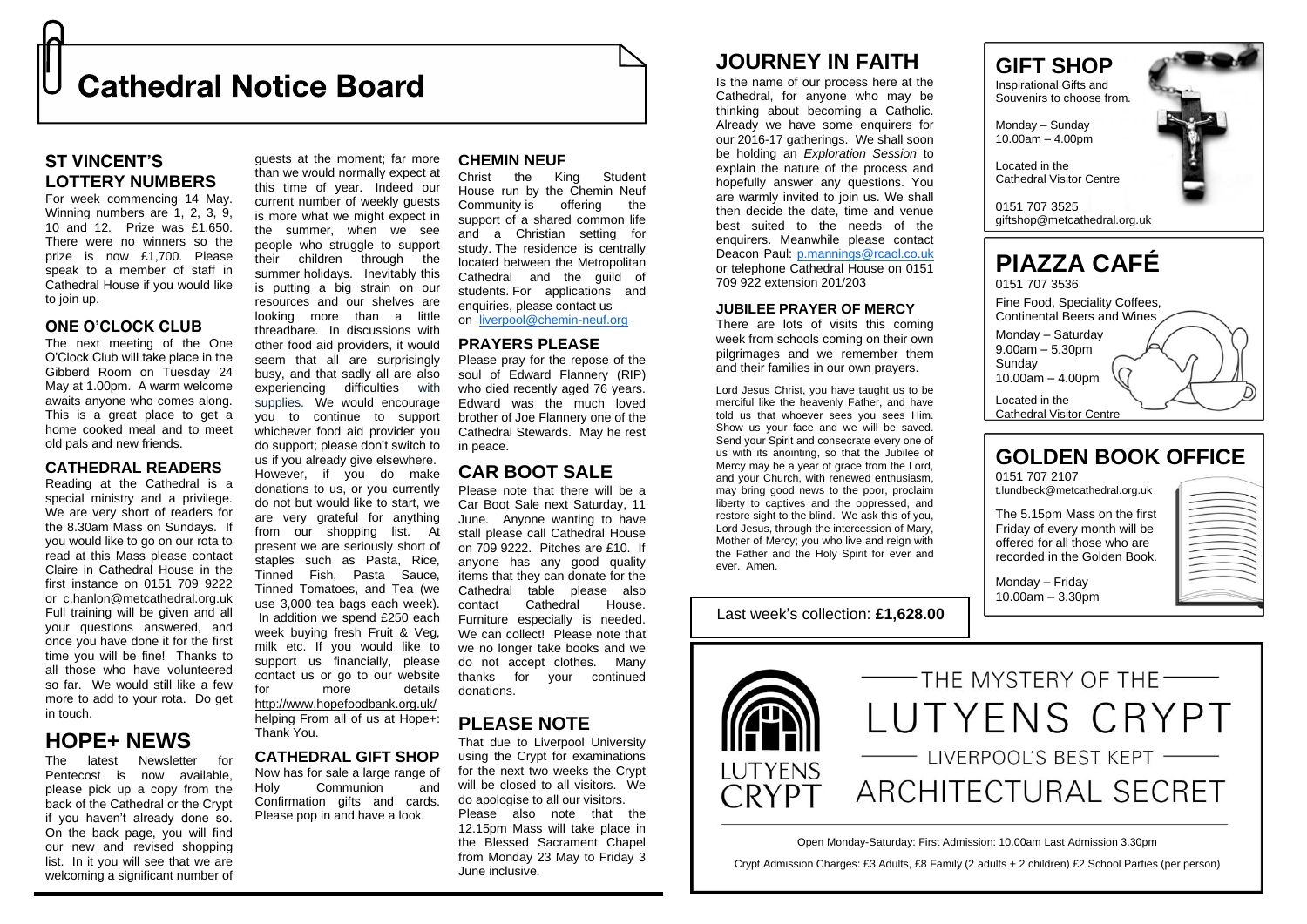# Cathedral Notice Board

## ST VINCENT'S LOTTERY NUMBERS

For week commencing 14 May. Winning numbers are 1, 2, 3, 9, 10 and 12. Prize was £1,650. There were no winners so the prize is now £1,700. Please speak to a member of staff in Cathedral House if you would like to join up.

### ONE O'CLOCK CLUB

The next meeting of the One O'Clock Club will take place in the Gibberd Room on Tuesday 24 May at 1.00pm. A warm welcome awaits anyone who comes along. This is a great place to get a home cooked meal and to meet old pals and new friends.

### CATHEDRAL READERS

Reading at the Cathedral is a special ministry and a privilege. We are very short of readers for the 8.30am Mass on Sundays. If you would like to go on our rota to read at this Mass please contact Claire in Cathedral House in the first instance on 0151 709 9222 or c.hanlon@metcathedral.org.uk Full training will be given and all your questions answered, and once you have done it for the first time you will be fine! Thanks to all those who have volunteered so far. We would still like a few more to add to your rota. Do get in touch.

## HOPE+ NEWS

The latest Newsletter for Pentecost is now available, please pick up a copy from the back of the Cathedral or the Crypt if you haven't already done so. On the back page, you will find our new and revised shopping list. In it you will see that we are welcoming a significant number of guests at the moment; far more than we would normally expect at this time of year. Indeed our current number of weekly guests is more what we might expect in the summer, when we see people who struggle to support their children through the summer holidays. Inevitably this is putting a big strain on our resources and our shelves are looking more than a little threadbare. In discussions with other food aid providers, it would seem that all are surprisingly busy, and that sadly all are also experiencing difficulties with supplies. We would encourage you to continue to support whichever food aid provider you do support; please don't switch to us if you already give elsewhere. However, if you do make donations to us, or you currently do not but would like to start, we are very grateful for anything from our shopping list. At present we are seriously short of staples such as Pasta, Rice, Tinned Fish, Pasta Sauce, Tinned Tomatoes, and Tea (we use 3,000 tea bags each week). In addition we spend £250 each week buying fresh Fruit & Veg, milk etc. If you would like to support us financially, please contact us or go to our website for more details http://www.hopefoodbank.org.uk/helping From all of us at Hope+: Thank You.

### CATHEDRAL GIFT SHOP

Now has for sale a large range of Holy Communion and Confirmation gifts and cards. Please pop in and have a look.

### CHEMIN NEUF

Christ the King Student House run by the Chemin Neuf Community is offering the support of a shared common life and a Christian setting for study. The residence is centrally located between the Metropolitan Cathedral and the guild of students. For applications and enquiries, please contact us on liverpool@chemin-neuf.org

### PRAYERS PLEASE

Please pray for the repose of the soul of Edward Flannery (RIP) who died recently aged 76 years. Edward was the much loved brother of Joe Flannery one of the Cathedral Stewards. May he rest in peace.

## CAR BOOT SALE

Please note that there will be a Car Boot Sale next Saturday, 11 June. Anyone wanting to have stall please call Cathedral House on 709 9222. Pitches are £10. If anyone has any good quality items that they can donate for the Cathedral table please also contact Cathedral House. Furniture especially is needed. We can collect! Please note that we no longer take books and we do not accept clothes. Many thanks for your continued donations.

## PLEASE NOTE

That due to Liverpool University using the Crypt for examinations for the next two weeks the Crypt will be closed to all visitors. We do apologise to all our visitors.
Please also note that the 12.15pm Mass will take place in the Blessed Sacrament Chapel from Monday 23 May to Friday 3 June inclusive.

## JOURNEY IN FAITH

Is the name of our process here at the Cathedral, for anyone who may be thinking about becoming a Catholic. Already we have some enquirers for our 2016-17 gatherings. We shall soon be holding an *Exploration Session* to explain the nature of the process and hopefully answer any questions. You are warmly invited to join us. We shall then decide the date, time and venue best suited to the needs of the enquirers. Meanwhile please contact Deacon Paul: p.mannings@rcaol.co.uk or telephone Cathedral House on 0151 709 922 extension 201/203

### JUBILEE PRAYER OF MERCY

There are lots of visits this coming week from schools coming on their own pilgrimages and we remember them and their families in our own prayers.

Lord Jesus Christ, you have taught us to be merciful like the heavenly Father, and have told us that whoever sees you sees Him. Show us your face and we will be saved. Send your Spirit and consecrate every one of us with its anointing, so that the Jubilee of Mercy may be a year of grace from the Lord, and your Church, with renewed enthusiasm, may bring good news to the poor, proclaim liberty to captives and the oppressed, and restore sight to the blind. We ask this of you, Lord Jesus, through the intercession of Mary, Mother of Mercy; you who live and reign with the Father and the Holy Spirit for ever and ever. Amen.

Last week's collection: **£1,628.00**

## GIFT SHOP

Inspirational Gifts and Souvenirs to choose from.

Monday – Sunday
10.00am – 4.00pm

Located in the Cathedral Visitor Centre

0151 707 3525
giftshop@metcathedral.org.uk

## PIAZZA CAFÉ

0151 707 3536

Fine Food, Speciality Coffees, Continental Beers and Wines

Monday – Saturday
9.00am – 5.30pm
Sunday
10.00am – 4.00pm

Located in the Cathedral Visitor Centre

## GOLDEN BOOK OFFICE

0151 707 2107
t.lundbeck@metcathedral.org.uk

The 5.15pm Mass on the first Friday of every month will be offered for all those who are recorded in the Golden Book.

Monday – Friday
10.00am – 3.30pm

LUTYENS CRYPT

THE MYSTERY OF THE
LUTYENS CRYPT
LIVERPOOL'S BEST KEPT
ARCHITECTURAL SECRET

Open Monday-Saturday: First Admission: 10.00am Last Admission 3.30pm

Crypt Admission Charges: £3 Adults, £8 Family (2 adults + 2 children) £2 School Parties (per person)